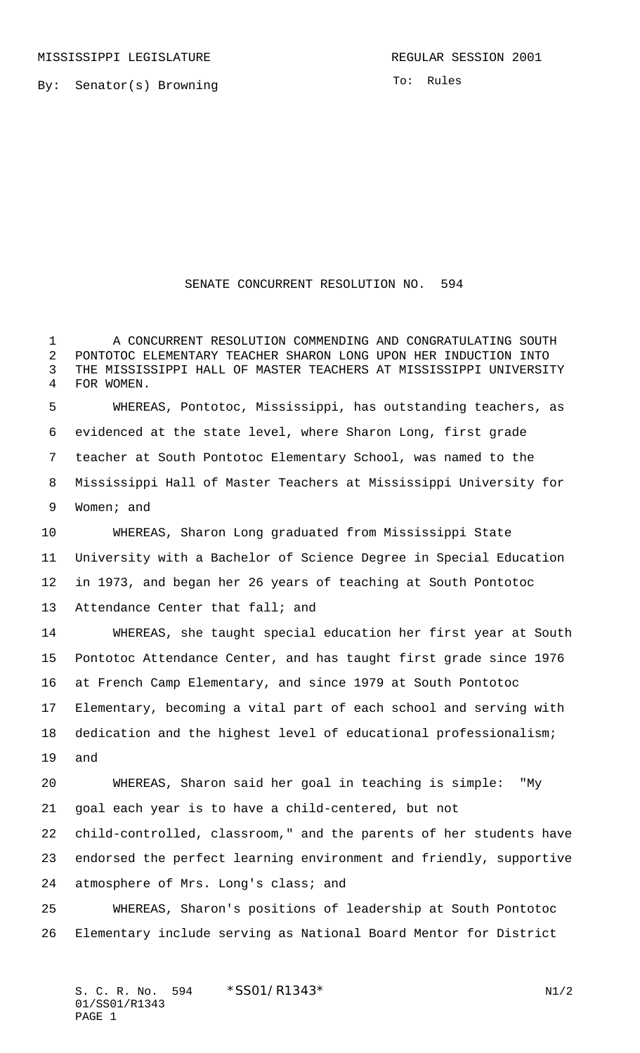MISSISSIPPI LEGISLATURE REGULAR SESSION 2001

By: Senator(s) Browning

To: Rules

# SENATE CONCURRENT RESOLUTION NO. 594

A CONCURRENT RESOLUTION COMMENDING AND CONGRATULATING SOUTH PONTOTOC ELEMENTARY TEACHER SHARON LONG UPON HER INDUCTION INTO THE MISSISSIPPI HALL OF MASTER TEACHERS AT MISSISSIPPI UNIVERSITY FOR WOMEN.

WHEREAS, Pontotoc, Mississippi, has outstanding teachers, as evidenced at the state level, where Sharon Long, first grade teacher at South Pontotoc Elementary School, was named to the Mississippi Hall of Master Teachers at Mississippi University for Women; and

WHEREAS, Sharon Long graduated from Mississippi State University with a Bachelor of Science Degree in Special Education in 1973, and began her 26 years of teaching at South Pontotoc Attendance Center that fall; and

WHEREAS, she taught special education her first year at South Pontotoc Attendance Center, and has taught first grade since 1976 at French Camp Elementary, and since 1979 at South Pontotoc Elementary, becoming a vital part of each school and serving with dedication and the highest level of educational professionalism; and

WHEREAS, Sharon said her goal in teaching is simple: "My goal each year is to have a child-centered, but not child-controlled, classroom," and the parents of her students have endorsed the perfect learning environment and friendly, supportive atmosphere of Mrs. Long's class; and

WHEREAS, Sharon's positions of leadership at South Pontotoc Elementary include serving as National Board Mentor for District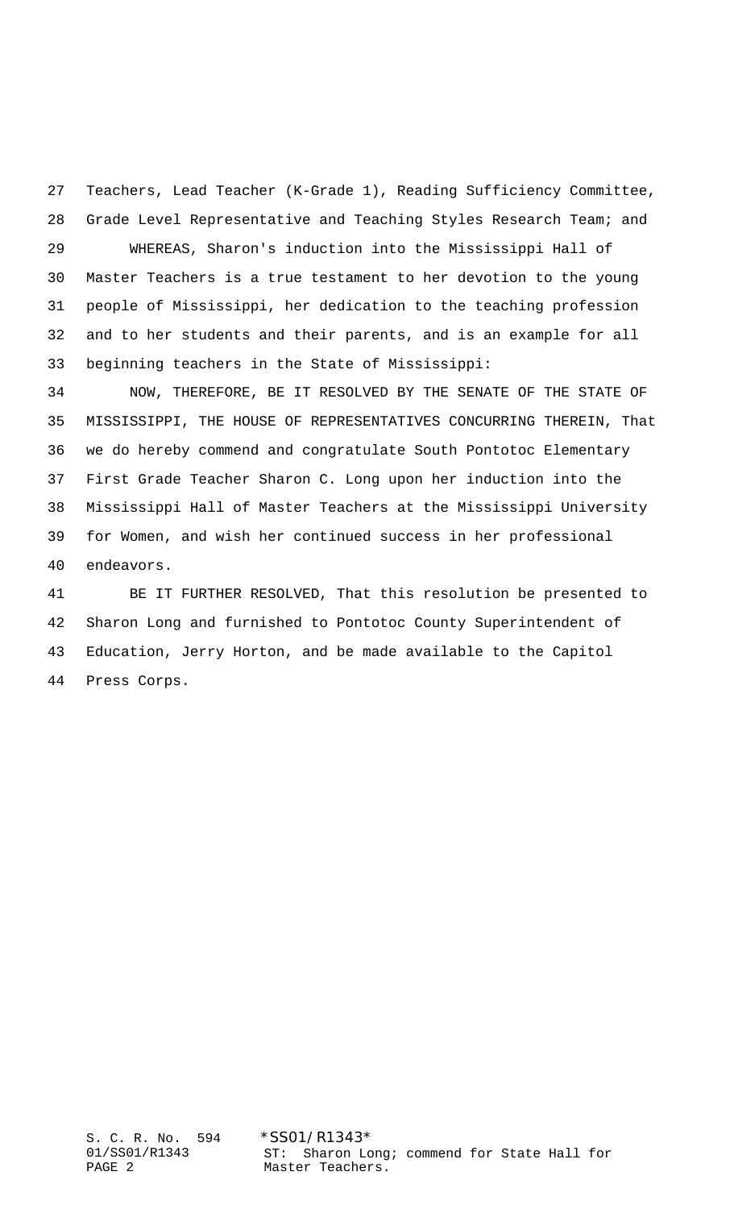Teachers, Lead Teacher (K-Grade 1), Reading Sufficiency Committee, Grade Level Representative and Teaching Styles Research Team; and

WHEREAS, Sharon's induction into the Mississippi Hall of Master Teachers is a true testament to her devotion to the young people of Mississippi, her dedication to the teaching profession and to her students and their parents, and is an example for all beginning teachers in the State of Mississippi:

NOW, THEREFORE, BE IT RESOLVED BY THE SENATE OF THE STATE OF MISSISSIPPI, THE HOUSE OF REPRESENTATIVES CONCURRING THEREIN, That we do hereby commend and congratulate South Pontotoc Elementary First Grade Teacher Sharon C. Long upon her induction into the Mississippi Hall of Master Teachers at the Mississippi University for Women, and wish her continued success in her professional endeavors.

BE IT FURTHER RESOLVED, That this resolution be presented to Sharon Long and furnished to Pontotoc County Superintendent of Education, Jerry Horton, and be made available to the Capitol Press Corps.

ST: Sharon Long; commend for State Hall for Master Teachers.